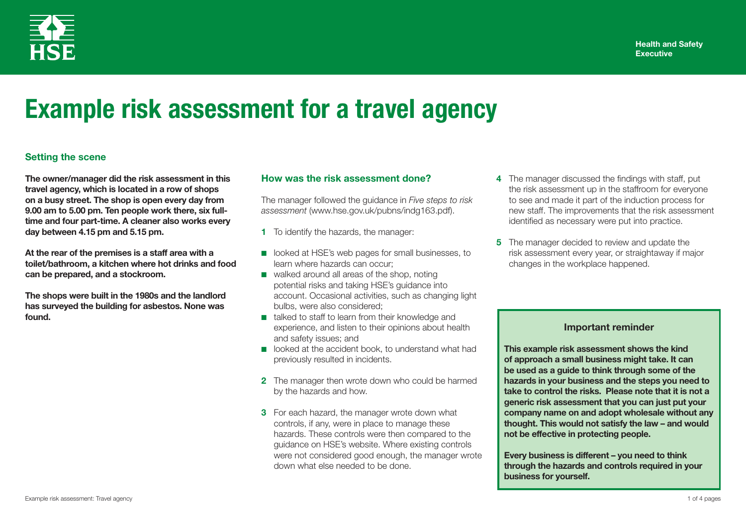Health and Safety Executive

# Example risk assessment for a travel agency

## Setting the scene

**The owner/manager did the risk assessment in this travel agency, which is located in a row of shops on a busy street. The shop is open every day from 9.00 am to 5.00 pm. Ten people work there, six full-time and four part-time. A cleaner also works every day between 4.15 pm and 5.15 pm.**

**At the rear of the premises is a staff area with a toilet/bathroom, a kitchen where hot drinks and food can be prepared, and a stockroom.**

**The shops were built in the 1980s and the landlord has surveyed the building for asbestos. None was found.**

## How was the risk assessment done?

The manager followed the guidance in *Five steps to risk assessment* (www.hse.gov.uk/pubns/indg163.pdf).

**1** To identify the hazards, the manager:

- looked at HSE's web pages for small businesses, to learn where hazards can occur;
- walked around all areas of the shop, noting potential risks and taking HSE's guidance into account. Occasional activities, such as changing light bulbs, were also considered;
- talked to staff to learn from their knowledge and experience, and listen to their opinions about health and safety issues; and
- looked at the accident book, to understand what had previously resulted in incidents.

**2** The manager then wrote down who could be harmed by the hazards and how.

**3** For each hazard, the manager wrote down what controls, if any, were in place to manage these hazards. These controls were then compared to the guidance on HSE's website. Where existing controls were not considered good enough, the manager wrote down what else needed to be done.

**4** The manager discussed the findings with staff, put the risk assessment up in the staffroom for everyone to see and made it part of the induction process for new staff. The improvements that the risk assessment identified as necessary were put into practice.

**5** The manager decided to review and update the risk assessment every year, or straightaway if major changes in the workplace happened.

### Important reminder

**This example risk assessment shows the kind of approach a small business might take. It can be used as a guide to think through some of the hazards in your business and the steps you need to take to control the risks. Please note that it is not a generic risk assessment that you can just put your company name on and adopt wholesale without any thought. This would not satisfy the law – and would not be effective in protecting people.**

**Every business is different – you need to think through the hazards and controls required in your business for yourself.**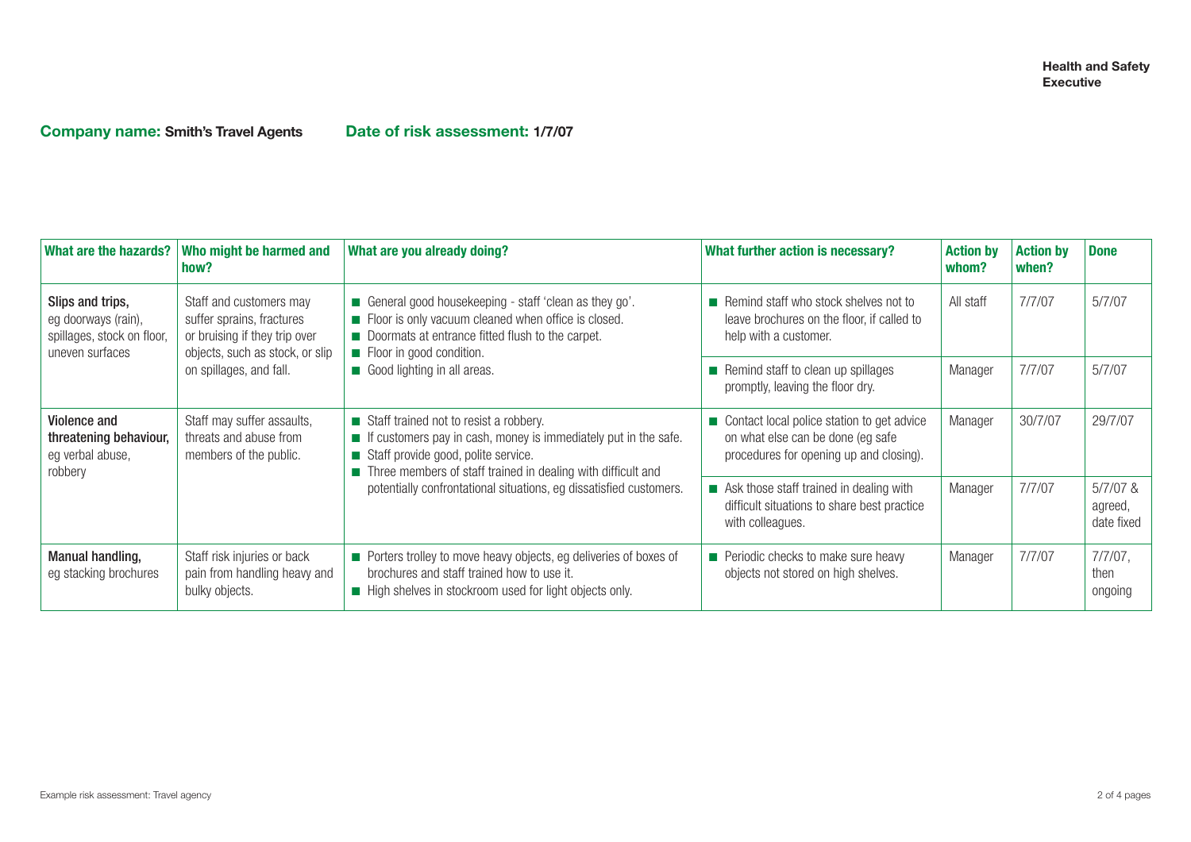**Company name:** Smith's Travel Agents **Date of risk assessment:** 1/7/07

| What are the hazards? | Who might be harmed and how? | What are you already doing? | What further action is necessary? | Action by whom? | Action by when? | Done |
|---|---|---|---|---|---|---|
| **Slips and trips,** eg doorways (rain), spillages, stock on floor, uneven surfaces | Staff and customers may suffer sprains, fractures or bruising if they trip over objects, such as stock, or slip on spillages, and fall. | ■ General good housekeeping - staff 'clean as they go'. ■ Floor is only vacuum cleaned when office is closed. ■ Doormats at entrance fitted flush to the carpet. ■ Floor in good condition. ■ Good lighting in all areas. | ■ Remind staff who stock shelves not to leave brochures on the floor, if called to help with a customer. | All staff | 7/7/07 | 5/7/07 |
| | | | ■ Remind staff to clean up spillages promptly, leaving the floor dry. | Manager | 7/7/07 | 5/7/07 |
| **Violence and threatening behaviour,** eg verbal abuse, robbery | Staff may suffer assaults, threats and abuse from members of the public. | ■ Staff trained not to resist a robbery. ■ If customers pay in cash, money is immediately put in the safe. ■ Staff provide good, polite service. ■ Three members of staff trained in dealing with difficult and potentially confrontational situations, eg dissatisfied customers. | ■ Contact local police station to get advice on what else can be done (eg safe procedures for opening up and closing). | Manager | 30/7/07 | 29/7/07 |
| | | | ■ Ask those staff trained in dealing with difficult situations to share best practice with colleagues. | Manager | 7/7/07 | 5/7/07 & agreed, date fixed |
| **Manual handling,** eg stacking brochures | Staff risk injuries or back pain from handling heavy and bulky objects. | ■ Porters trolley to move heavy objects, eg deliveries of boxes of brochures and staff trained how to use it. ■ High shelves in stockroom used for light objects only. | ■ Periodic checks to make sure heavy objects not stored on high shelves. | Manager | 7/7/07 | 7/7/07, then ongoing |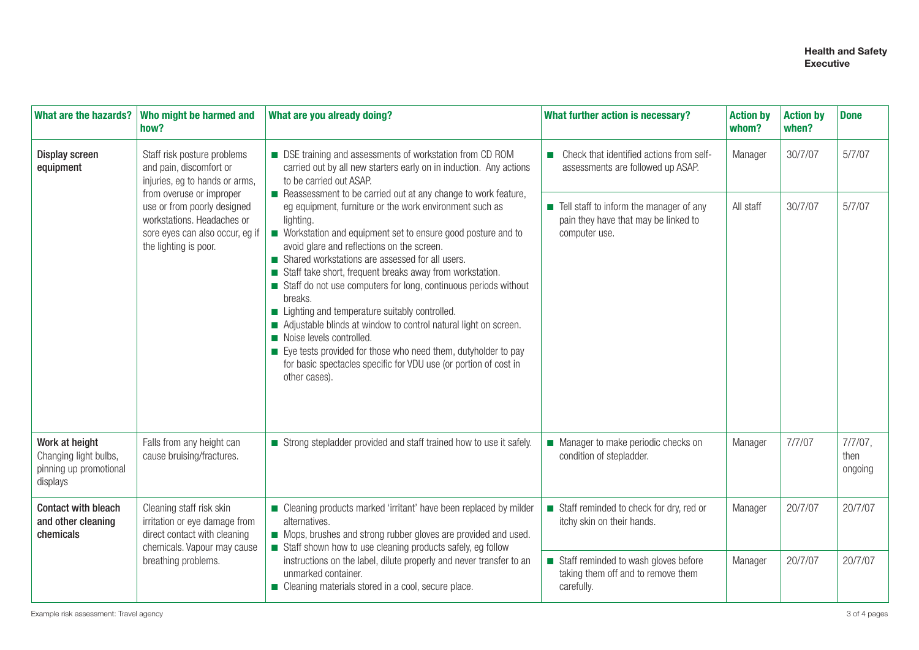| What are the hazards? | Who might be harmed and how? | What are you already doing? | What further action is necessary? | Action by whom? | Action by when? | Done |
| --- | --- | --- | --- | --- | --- | --- |
| **Display screen equipment** | Staff risk posture problems and pain, discomfort or injuries, eg to hands or arms, from overuse or improper use or from poorly designed workstations. Headaches or sore eyes can also occur, eg if the lighting is poor. | ■ DSE training and assessments of workstation from CD ROM carried out by all new starters early on in induction. Any actions to be carried out ASAP. ■ Reassessment to be carried out at any change to work feature, eg equipment, furniture or the work environment such as lighting. ■ Workstation and equipment set to ensure good posture and to avoid glare and reflections on the screen. ■ Shared workstations are assessed for all users. ■ Staff take short, frequent breaks away from workstation. ■ Staff do not use computers for long, continuous periods without breaks. ■ Lighting and temperature suitably controlled. ■ Adjustable blinds at window to control natural light on screen. ■ Noise levels controlled. ■ Eye tests provided for those who need them, dutyholder to pay for basic spectacles specific for VDU use (or portion of cost in other cases). | ■ Check that identified actions from self-assessments are followed up ASAP. | Manager | 30/7/07 | 5/7/07 |
| | | | ■ Tell staff to inform the manager of any pain they have that may be linked to computer use. | All staff | 30/7/07 | 5/7/07 |
| **Work at height** Changing light bulbs, pinning up promotional displays | Falls from any height can cause bruising/fractures. | ■ Strong stepladder provided and staff trained how to use it safely. | ■ Manager to make periodic checks on condition of stepladder. | Manager | 7/7/07 | 7/7/07, then ongoing |
| **Contact with bleach and other cleaning chemicals** | Cleaning staff risk skin irritation or eye damage from direct contact with cleaning chemicals. Vapour may cause breathing problems. | ■ Cleaning products marked 'irritant' have been replaced by milder alternatives. ■ Mops, brushes and strong rubber gloves are provided and used. ■ Staff shown how to use cleaning products safely, eg follow instructions on the label, dilute properly and never transfer to an unmarked container. ■ Cleaning materials stored in a cool, secure place. | ■ Staff reminded to check for dry, red or itchy skin on their hands. | Manager | 20/7/07 | 20/7/07 |
| | | | ■ Staff reminded to wash gloves before taking them off and to remove them carefully. | Manager | 20/7/07 | 20/7/07 |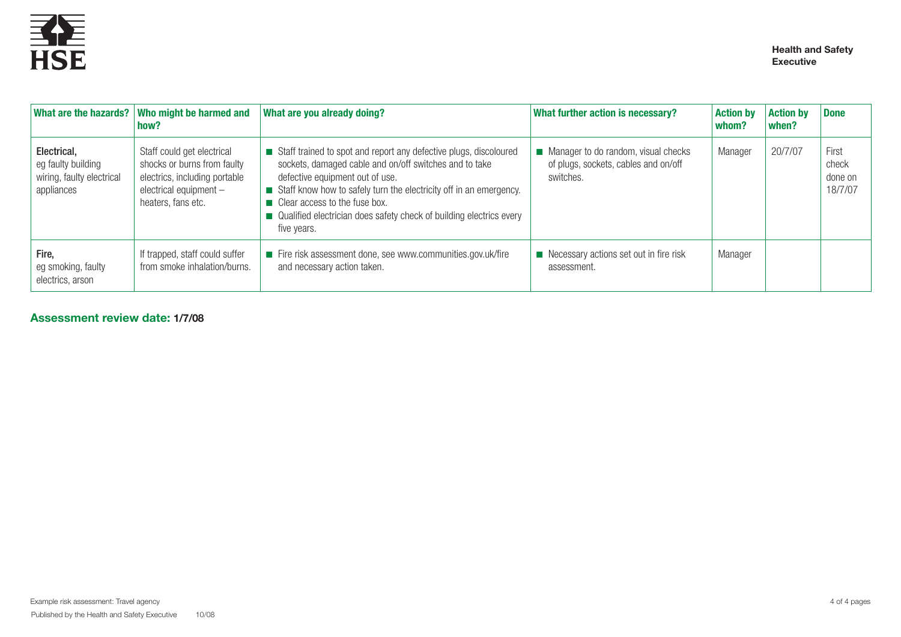| What are the hazards? | Who might be harmed and how? | What are you already doing? | What further action is necessary? | Action by whom? | Action by when? | Done |
|---|---|---|---|---|---|---|
| **Electrical,** eg faulty building wiring, faulty electrical appliances | Staff could get electrical shocks or burns from faulty electrics, including portable electrical equipment – heaters, fans etc. | ■ Staff trained to spot and report any defective plugs, discoloured sockets, damaged cable and on/off switches and to take defective equipment out of use. ■ Staff know how to safely turn the electricity off in an emergency. ■ Clear access to the fuse box. ■ Qualified electrician does safety check of building electrics every five years. | ■ Manager to do random, visual checks of plugs, sockets, cables and on/off switches. | Manager | 20/7/07 | First check done on 18/7/07 |
| **Fire,** eg smoking, faulty electrics, arson | If trapped, staff could suffer from smoke inhalation/burns. | ■ Fire risk assessment done, see www.communities.gov.uk/fire and necessary action taken. | ■ Necessary actions set out in fire risk assessment. | Manager | | |

**Assessment review date: 1/7/08**

Example risk assessment: Travel agency

Published by the Health and Safety Executive 10/08